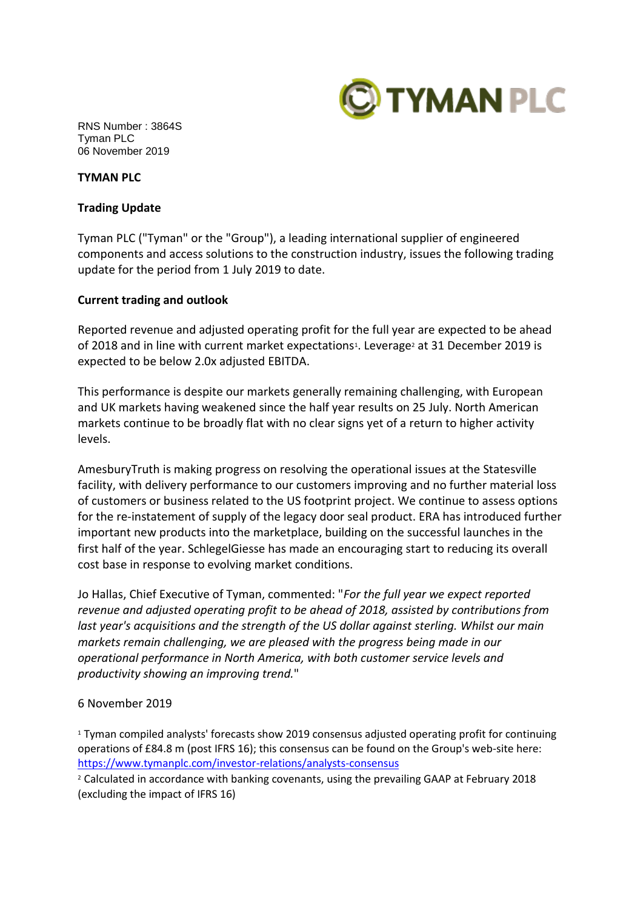RNS Number : 3864S
Tyman PLC
06 November 2019

**TYMAN PLC**

**Trading Update**

Tyman PLC ("Tyman" or the "Group"), a leading international supplier of engineered components and access solutions to the construction industry, issues the following trading update for the period from 1 July 2019 to date.

**Current trading and outlook**

Reported revenue and adjusted operating profit for the full year are expected to be ahead of 2018 and in line with current market expectations[1]. Leverage[2] at 31 December 2019 is expected to be below 2.0x adjusted EBITDA.

This performance is despite our markets generally remaining challenging, with European and UK markets having weakened since the half year results on 25 July. North American markets continue to be broadly flat with no clear signs yet of a return to higher activity levels.

AmesburyTruth is making progress on resolving the operational issues at the Statesville facility, with delivery performance to our customers improving and no further material loss of customers or business related to the US footprint project. We continue to assess options for the re-instatement of supply of the legacy door seal product. ERA has introduced further important new products into the marketplace, building on the successful launches in the first half of the year. SchlegelGiesse has made an encouraging start to reducing its overall cost base in response to evolving market conditions.

Jo Hallas, Chief Executive of Tyman, commented: "*For the full year we expect reported revenue and adjusted operating profit to be ahead of 2018, assisted by contributions from last year's acquisitions and the strength of the US dollar against sterling. Whilst our main markets remain challenging, we are pleased with the progress being made in our operational performance in North America, with both customer service levels and productivity showing an improving trend.*"

6 November 2019

[1] Tyman compiled analysts' forecasts show 2019 consensus adjusted operating profit for continuing operations of £84.8 m (post IFRS 16); this consensus can be found on the Group's web-site here: https://www.tymanplc.com/investor-relations/analysts-consensus

[2] Calculated in accordance with banking covenants, using the prevailing GAAP at February 2018 (excluding the impact of IFRS 16)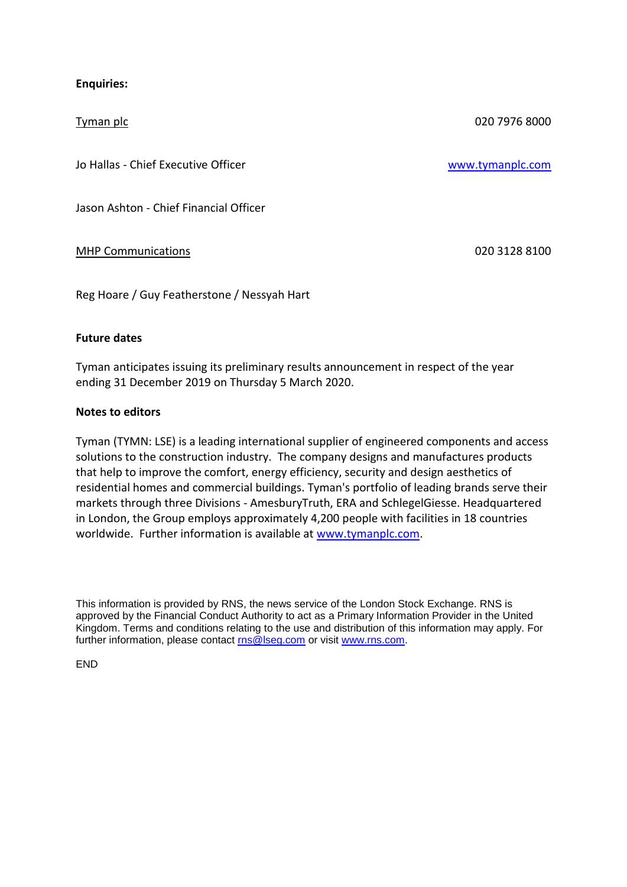**Enquiries:**

| | |
|---|---|
| Tyman plc | 020 7976 8000 |
| Jo Hallas - Chief Executive Officer | www.tymanplc.com |
| Jason Ashton - Chief Financial Officer | |
| MHP Communications | 020 3128 8100 |
| Reg Hoare / Guy Featherstone / Nessyah Hart | |

**Future dates**

Tyman anticipates issuing its preliminary results announcement in respect of the year ending 31 December 2019 on Thursday 5 March 2020.

**Notes to editors**

Tyman (TYMN: LSE) is a leading international supplier of engineered components and access solutions to the construction industry. The company designs and manufactures products that help to improve the comfort, energy efficiency, security and design aesthetics of residential homes and commercial buildings. Tyman's portfolio of leading brands serve their markets through three Divisions - AmesburyTruth, ERA and SchlegelGiesse. Headquartered in London, the Group employs approximately 4,200 people with facilities in 18 countries worldwide. Further information is available at www.tymanplc.com.

This information is provided by RNS, the news service of the London Stock Exchange. RNS is approved by the Financial Conduct Authority to act as a Primary Information Provider in the United Kingdom. Terms and conditions relating to the use and distribution of this information may apply. For further information, please contact rns@lseg.com or visit www.rns.com.

END